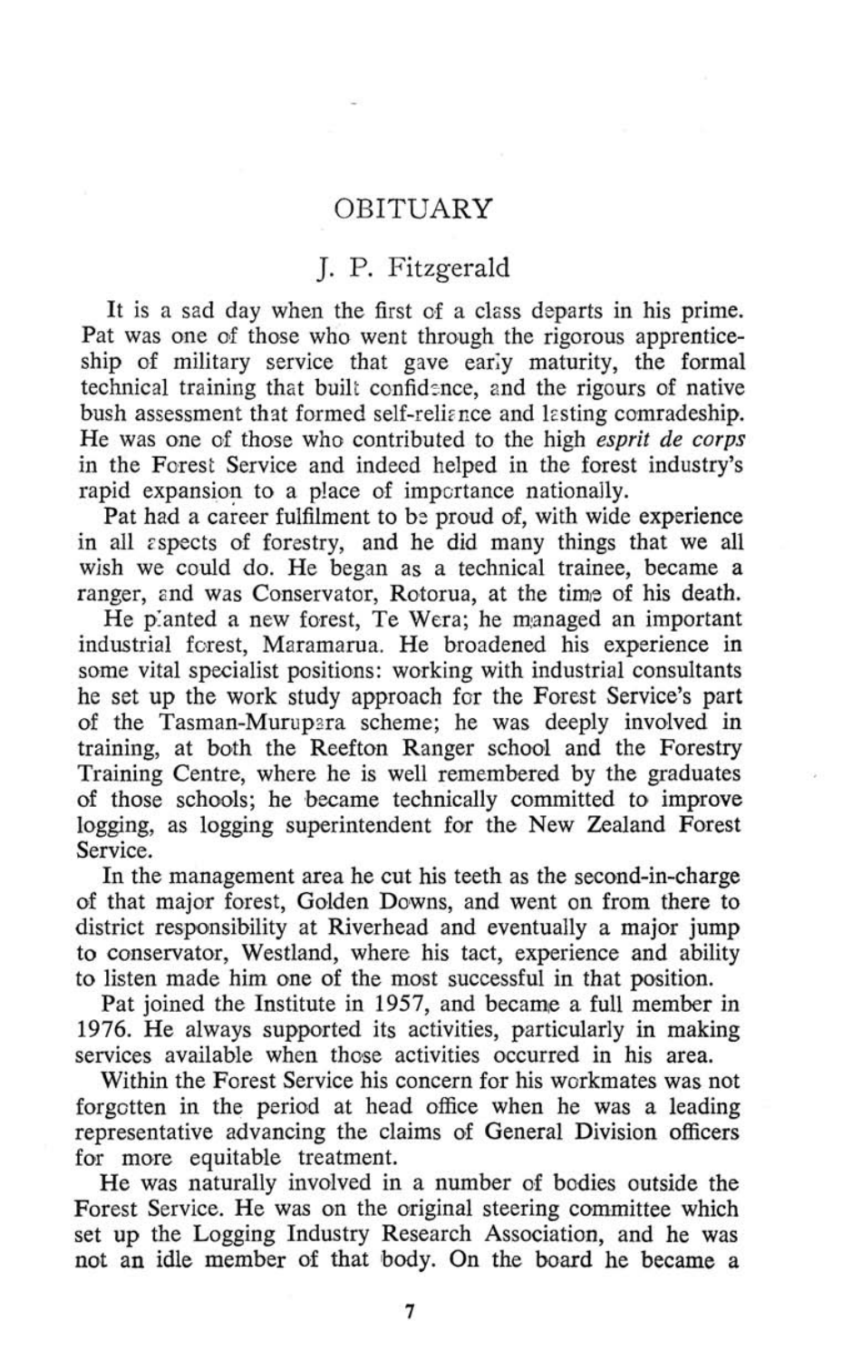# OBITUARY

## J. P. Fitzgerald

It is a sad day when the first of a class departs in his prime. Pat was one of those who went through the rigorous apprenticeship of military service that gave early maturity, the formal technical training that built confidence, and the rigours of native bush assessment that formed self-reliance and lasting comradeship. He was one of those who contributed to the high *esprit de corps* in the Forest Service and indeed helped in the forest industry's rapid expansion to a place of importance nationally.

Pat had a career fulfilment to be proud of, with wide experience in all aspects of forestry, and he did many things that we all wish we could do. He began as a technical trainee, became a ranger, and was Conservator, Rotorua, at the time of his death.

He planted a new forest, Te Wera; he managed an important industrial forest, Maramarua. He broadened his experience in some vital specialist positions: working with industrial consultants he set up the work study approach for the Forest Service's part of the Tasman-Murupara scheme; he was deeply involved in training, at both the Reefton Ranger school and the Forestry Training Centre, where he is well remembered by the graduates of those schools; he became technically committed to improve logging, as logging superintendent for the New Zealand Forest Service.

In the management area he cut his teeth as the second-in-charge of that major forest, Golden Downs, and went on from there to district responsibility at Riverhead and eventually a major jump to conservator, Westland, where his tact, experience and ability to listen made him one of the most successful in that position.

Pat joined the Institute in 1957, and became a full member in 1976. He always supported its activities, particularly in making services available when those activities occurred in his area.

Within the Forest Service his concern for his workmates was not forgotten in the period at head office when he was a leading representative advancing the claims of General Division officers for more equitable treatment.

He was naturally involved in a number of bodies outside the Forest Service. He was on the original steering committee which set up the Logging Industry Research Association, and he was not an idle member of that body. On the board he became a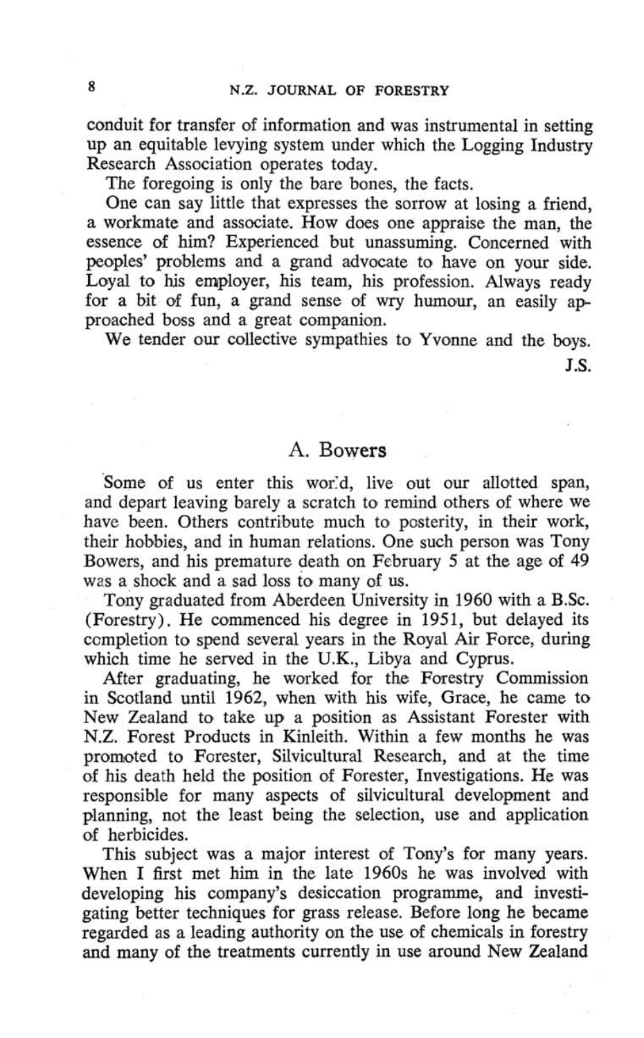conduit for transfer of information and was instrumental in setting up an equitable levying system under which the Logging Industry Research Association operates today.

The foregoing is only the bare bones, the facts.

One can say little that expresses the sorrow at losing a friend, a workmate and associate. How does one appraise the man, the essence of him? Experienced but unassuming. Concerned with peoples' problems and a grand advocate to have on your side. Loyal to his employer, his team, his profession. Always ready for a bit of fun, a grand sense of wry humour, an easily approached boss and a great companion.

We tender our collective sympathies to Yvonne and the boys.

J.S.

## A. Bowers

Some of us enter this world, live out our allotted span, and depart leaving barely a scratch to remind others of where we have been. Others contribute much to posterity, in their work, their hobbies, and in human relations. One such person was Tony Bowers, and his premature death on February 5 at the age of 49 was a shock and a sad loss to many of us.

Tony graduated from Aberdeen University in 1960 with a B.Sc. (Forestry). He commenced his degree in 1951, but delayed its completion to spend several years in the Royal Air Force, during which time he served in the U.K., Libya and Cyprus.

After graduating, he worked for the Forestry Commission in Scotland until 1962, when with his wife, Grace, he came to New Zealand to take up a position as Assistant Forester with N.Z. Forest Products in Kinleith. Within a few months he was promoted to Forester, Silvicultural Research, and at the time of his death held the position of Forester, Investigations. He was responsible for many aspects of silvicultural development and planning, not the least being the selection, use and application of herbicides.

This subject was a major interest of Tony's for many years. When I first met him in the late 1960s he was involved with developing his company's desiccation programme, and investigating better techniques for grass release. Before long he became regarded as a leading authority on the use of chemicals in forestry and many of the treatments currently in use around New Zealand